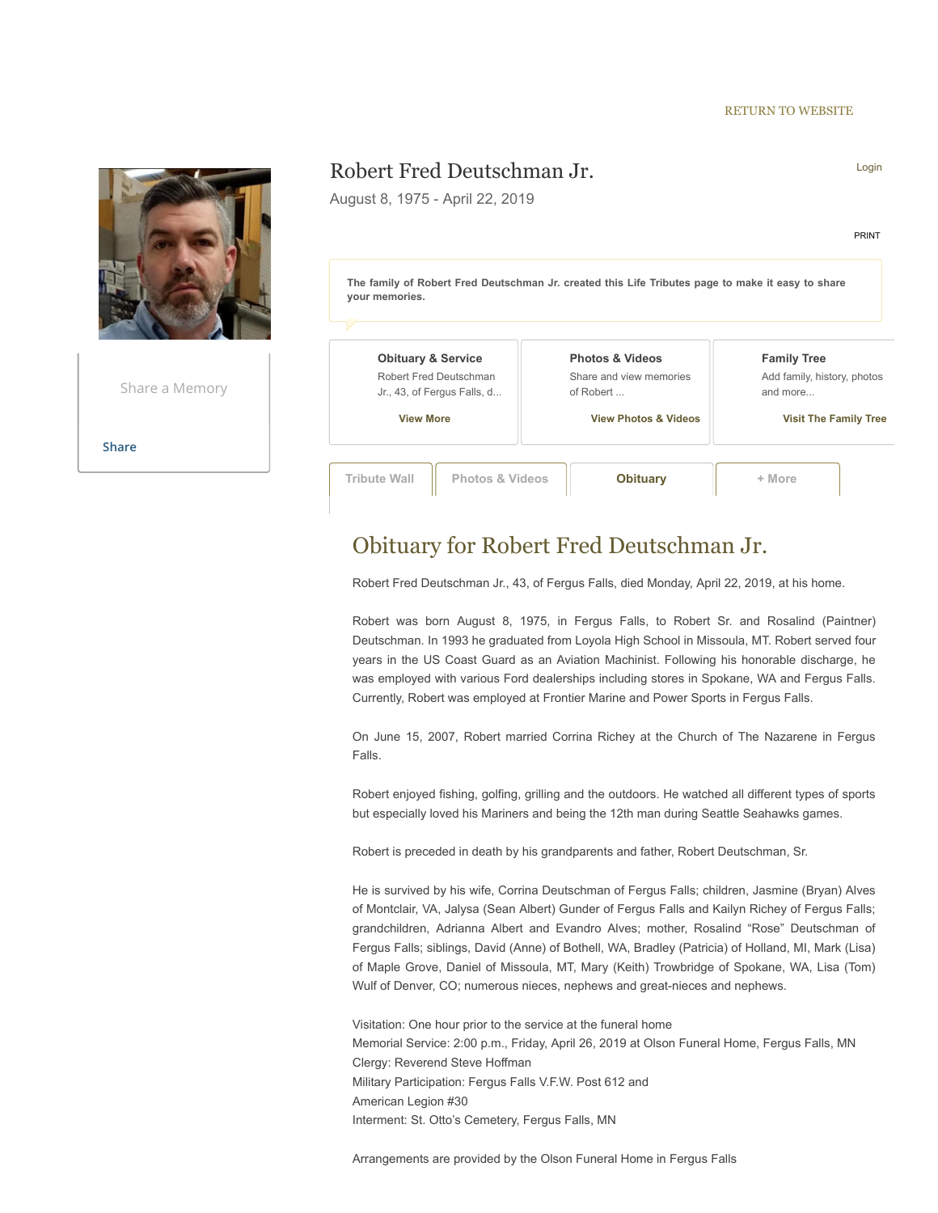RETURN TO WEBSITE

# Robert Fred Deutschman Jr.

August 8, 1975 - April 22, 2019

Login

PRINT

Share a Memory

Share

**The family of Robert Fred Deutschman Jr. created this Life Tributes page to make it easy to share your memories.**

**Obituary & Service**
Robert Fred Deutschman Jr., 43, of Fergus Falls, d...
**View More**

**Photos & Videos**
Share and view memories of Robert ...
**View Photos & Videos**

**Family Tree**
Add family, history, photos and more...
**Visit The Family Tree**

Tribute Wall | Photos & Videos | **Obituary** | + More

## Obituary for Robert Fred Deutschman Jr.

Robert Fred Deutschman Jr., 43, of Fergus Falls, died Monday, April 22, 2019, at his home.

Robert was born August 8, 1975, in Fergus Falls, to Robert Sr. and Rosalind (Paintner) Deutschman. In 1993 he graduated from Loyola High School in Missoula, MT. Robert served four years in the US Coast Guard as an Aviation Machinist. Following his honorable discharge, he was employed with various Ford dealerships including stores in Spokane, WA and Fergus Falls. Currently, Robert was employed at Frontier Marine and Power Sports in Fergus Falls.

On June 15, 2007, Robert married Corrina Richey at the Church of The Nazarene in Fergus Falls.

Robert enjoyed fishing, golfing, grilling and the outdoors. He watched all different types of sports but especially loved his Mariners and being the 12th man during Seattle Seahawks games.

Robert is preceded in death by his grandparents and father, Robert Deutschman, Sr.

He is survived by his wife, Corrina Deutschman of Fergus Falls; children, Jasmine (Bryan) Alves of Montclair, VA, Jalysa (Sean Albert) Gunder of Fergus Falls and Kailyn Richey of Fergus Falls; grandchildren, Adrianna Albert and Evandro Alves; mother, Rosalind "Rose" Deutschman of Fergus Falls; siblings, David (Anne) of Bothell, WA, Bradley (Patricia) of Holland, MI, Mark (Lisa) of Maple Grove, Daniel of Missoula, MT, Mary (Keith) Trowbridge of Spokane, WA, Lisa (Tom) Wulf of Denver, CO; numerous nieces, nephews and great-nieces and nephews.

Visitation: One hour prior to the service at the funeral home
Memorial Service: 2:00 p.m., Friday, April 26, 2019 at Olson Funeral Home, Fergus Falls, MN
Clergy: Reverend Steve Hoffman
Military Participation: Fergus Falls V.F.W. Post 612 and
American Legion #30
Interment: St. Otto's Cemetery, Fergus Falls, MN

Arrangements are provided by the Olson Funeral Home in Fergus Falls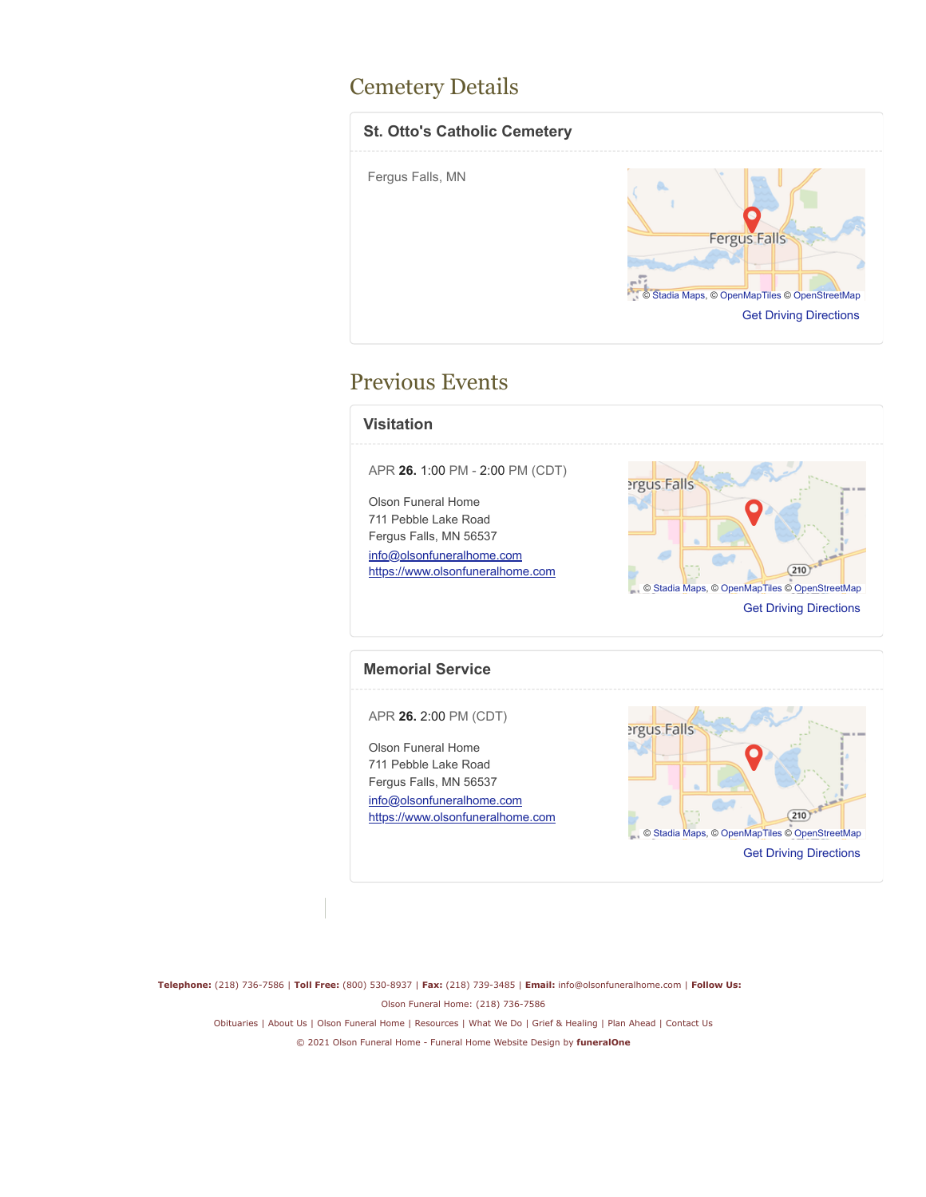## Cemetery Details

### St. Otto's Catholic Cemetery

Fergus Falls, MN

© Stadia Maps, © OpenMapTiles © OpenStreetMap

Get Driving Directions

## Previous Events

### Visitation

APR **26.** 1:00 PM - 2:00 PM (CDT)

Olson Funeral Home
711 Pebble Lake Road
Fergus Falls, MN 56537
info@olsonfuneralhome.com
https://www.olsonfuneralhome.com

© Stadia Maps, © OpenMapTiles © OpenStreetMap

Get Driving Directions

### Memorial Service

APR **26.** 2:00 PM (CDT)

Olson Funeral Home
711 Pebble Lake Road
Fergus Falls, MN 56537
info@olsonfuneralhome.com
https://www.olsonfuneralhome.com

© Stadia Maps, © OpenMapTiles © OpenStreetMap

Get Driving Directions

**Telephone:** (218) 736-7586 | **Toll Free:** (800) 530-8937 | **Fax:** (218) 739-3485 | **Email:** info@olsonfuneralhome.com | **Follow Us:**

Olson Funeral Home: (218) 736-7586

Obituaries | About Us | Olson Funeral Home | Resources | What We Do | Grief & Healing | Plan Ahead | Contact Us

© 2021 Olson Funeral Home - Funeral Home Website Design by **funeralOne**